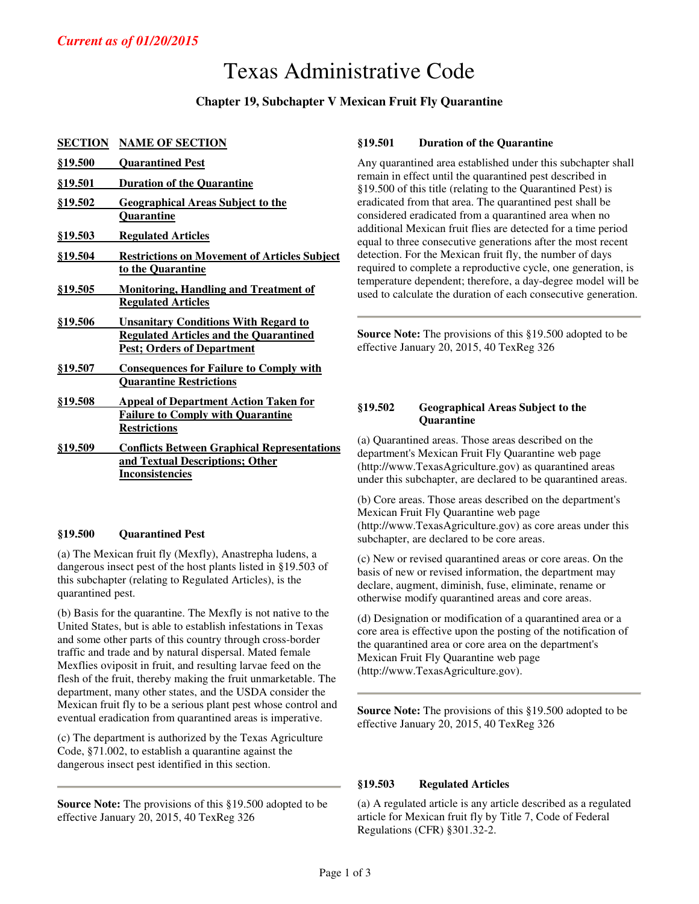*Current as of 01/20/2015*

# Texas Administrative Code

## Chapter 19, Subchapter V Mexican Fruit Fly Quarantine

| SECTION | NAME OF SECTION |
|---|---|
| §19.500 | Quarantined Pest |
| §19.501 | Duration of the Quarantine |
| §19.502 | Geographical Areas Subject to the Quarantine |
| §19.503 | Regulated Articles |
| §19.504 | Restrictions on Movement of Articles Subject to the Quarantine |
| §19.505 | Monitoring, Handling and Treatment of Regulated Articles |
| §19.506 | Unsanitary Conditions With Regard to Regulated Articles and the Quarantined Pest; Orders of Department |
| §19.507 | Consequences for Failure to Comply with Quarantine Restrictions |
| §19.508 | Appeal of Department Action Taken for Failure to Comply with Quarantine Restrictions |
| §19.509 | Conflicts Between Graphical Representations and Textual Descriptions; Other Inconsistencies |

### §19.500 Quarantined Pest

(a) The Mexican fruit fly (Mexfly), Anastrepha ludens, a dangerous insect pest of the host plants listed in §19.503 of this subchapter (relating to Regulated Articles), is the quarantined pest.

(b) Basis for the quarantine. The Mexfly is not native to the United States, but is able to establish infestations in Texas and some other parts of this country through cross-border traffic and trade and by natural dispersal. Mated female Mexflies oviposit in fruit, and resulting larvae feed on the flesh of the fruit, thereby making the fruit unmarketable. The department, many other states, and the USDA consider the Mexican fruit fly to be a serious plant pest whose control and eventual eradication from quarantined areas is imperative.

(c) The department is authorized by the Texas Agriculture Code, §71.002, to establish a quarantine against the dangerous insect pest identified in this section.

---

**Source Note:** The provisions of this §19.500 adopted to be effective January 20, 2015, 40 TexReg 326

### §19.501 Duration of the Quarantine

Any quarantined area established under this subchapter shall remain in effect until the quarantined pest described in §19.500 of this title (relating to the Quarantined Pest) is eradicated from that area. The quarantined pest shall be considered eradicated from a quarantined area when no additional Mexican fruit flies are detected for a time period equal to three consecutive generations after the most recent detection. For the Mexican fruit fly, the number of days required to complete a reproductive cycle, one generation, is temperature dependent; therefore, a day-degree model will be used to calculate the duration of each consecutive generation.

---

**Source Note:** The provisions of this §19.500 adopted to be effective January 20, 2015, 40 TexReg 326

### §19.502 Geographical Areas Subject to the Quarantine

(a) Quarantined areas. Those areas described on the department's Mexican Fruit Fly Quarantine web page (http://www.TexasAgriculture.gov) as quarantined areas under this subchapter, are declared to be quarantined areas.

(b) Core areas. Those areas described on the department's Mexican Fruit Fly Quarantine web page (http://www.TexasAgriculture.gov) as core areas under this subchapter, are declared to be core areas.

(c) New or revised quarantined areas or core areas. On the basis of new or revised information, the department may declare, augment, diminish, fuse, eliminate, rename or otherwise modify quarantined areas and core areas.

(d) Designation or modification of a quarantined area or a core area is effective upon the posting of the notification of the quarantined area or core area on the department's Mexican Fruit Fly Quarantine web page (http://www.TexasAgriculture.gov).

---

**Source Note:** The provisions of this §19.500 adopted to be effective January 20, 2015, 40 TexReg 326

### §19.503 Regulated Articles

(a) A regulated article is any article described as a regulated article for Mexican fruit fly by Title 7, Code of Federal Regulations (CFR) §301.32-2.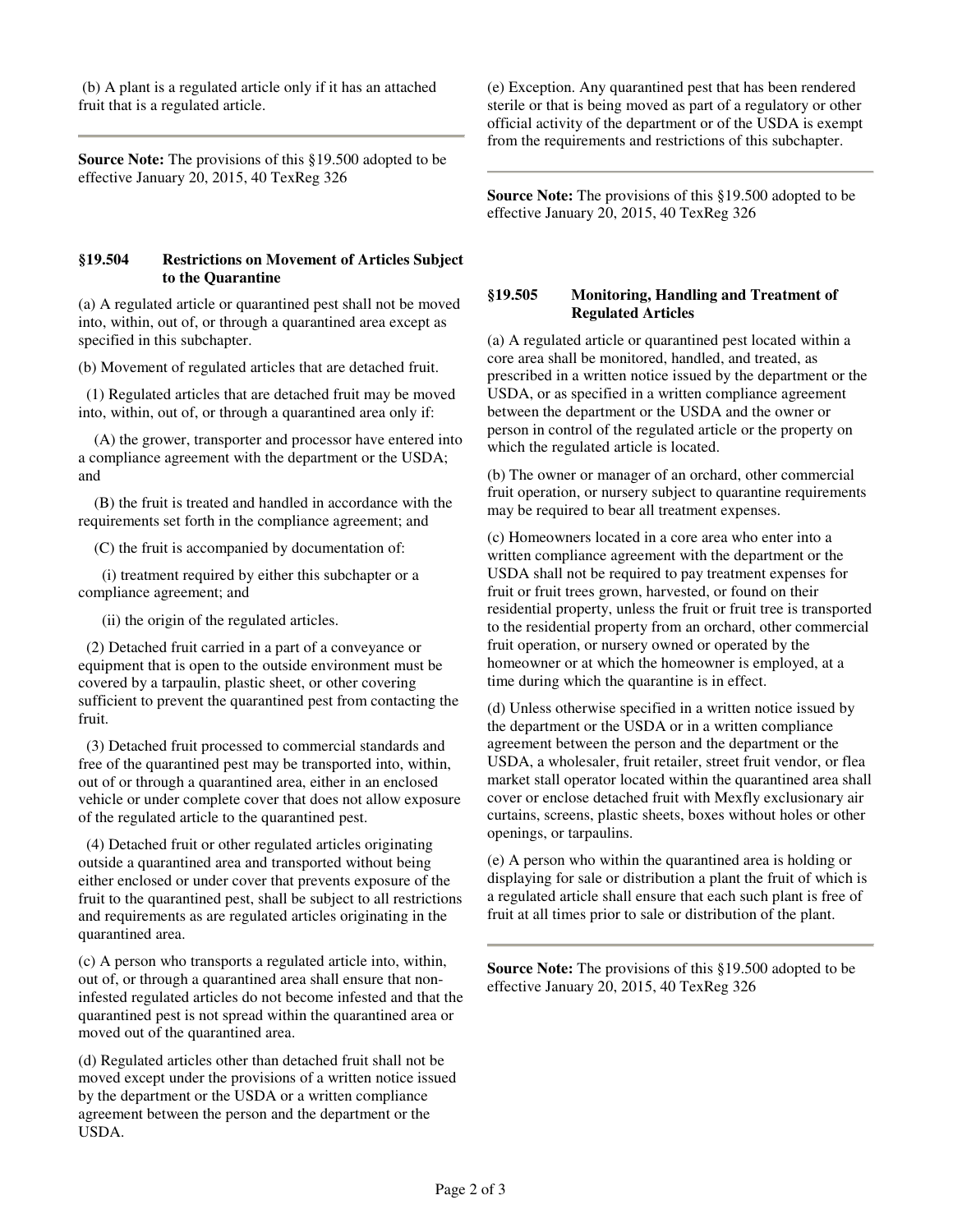(b) A plant is a regulated article only if it has an attached fruit that is a regulated article.

---

**Source Note:** The provisions of this §19.500 adopted to be effective January 20, 2015, 40 TexReg 326

### §19.504 Restrictions on Movement of Articles Subject to the Quarantine

(a) A regulated article or quarantined pest shall not be moved into, within, out of, or through a quarantined area except as specified in this subchapter.

(b) Movement of regulated articles that are detached fruit.

(1) Regulated articles that are detached fruit may be moved into, within, out of, or through a quarantined area only if:

(A) the grower, transporter and processor have entered into a compliance agreement with the department or the USDA; and

(B) the fruit is treated and handled in accordance with the requirements set forth in the compliance agreement; and

(C) the fruit is accompanied by documentation of:

(i) treatment required by either this subchapter or a compliance agreement; and

(ii) the origin of the regulated articles.

(2) Detached fruit carried in a part of a conveyance or equipment that is open to the outside environment must be covered by a tarpaulin, plastic sheet, or other covering sufficient to prevent the quarantined pest from contacting the fruit.

(3) Detached fruit processed to commercial standards and free of the quarantined pest may be transported into, within, out of or through a quarantined area, either in an enclosed vehicle or under complete cover that does not allow exposure of the regulated article to the quarantined pest.

(4) Detached fruit or other regulated articles originating outside a quarantined area and transported without being either enclosed or under cover that prevents exposure of the fruit to the quarantined pest, shall be subject to all restrictions and requirements as are regulated articles originating in the quarantined area.

(c) A person who transports a regulated article into, within, out of, or through a quarantined area shall ensure that non-infested regulated articles do not become infested and that the quarantined pest is not spread within the quarantined area or moved out of the quarantined area.

(d) Regulated articles other than detached fruit shall not be moved except under the provisions of a written notice issued by the department or the USDA or a written compliance agreement between the person and the department or the USDA.

(e) Exception. Any quarantined pest that has been rendered sterile or that is being moved as part of a regulatory or other official activity of the department or of the USDA is exempt from the requirements and restrictions of this subchapter.

---

**Source Note:** The provisions of this §19.500 adopted to be effective January 20, 2015, 40 TexReg 326

### §19.505 Monitoring, Handling and Treatment of Regulated Articles

(a) A regulated article or quarantined pest located within a core area shall be monitored, handled, and treated, as prescribed in a written notice issued by the department or the USDA, or as specified in a written compliance agreement between the department or the USDA and the owner or person in control of the regulated article or the property on which the regulated article is located.

(b) The owner or manager of an orchard, other commercial fruit operation, or nursery subject to quarantine requirements may be required to bear all treatment expenses.

(c) Homeowners located in a core area who enter into a written compliance agreement with the department or the USDA shall not be required to pay treatment expenses for fruit or fruit trees grown, harvested, or found on their residential property, unless the fruit or fruit tree is transported to the residential property from an orchard, other commercial fruit operation, or nursery owned or operated by the homeowner or at which the homeowner is employed, at a time during which the quarantine is in effect.

(d) Unless otherwise specified in a written notice issued by the department or the USDA or in a written compliance agreement between the person and the department or the USDA, a wholesaler, fruit retailer, street fruit vendor, or flea market stall operator located within the quarantined area shall cover or enclose detached fruit with Mexfly exclusionary air curtains, screens, plastic sheets, boxes without holes or other openings, or tarpaulins.

(e) A person who within the quarantined area is holding or displaying for sale or distribution a plant the fruit of which is a regulated article shall ensure that each such plant is free of fruit at all times prior to sale or distribution of the plant.

---

**Source Note:** The provisions of this §19.500 adopted to be effective January 20, 2015, 40 TexReg 326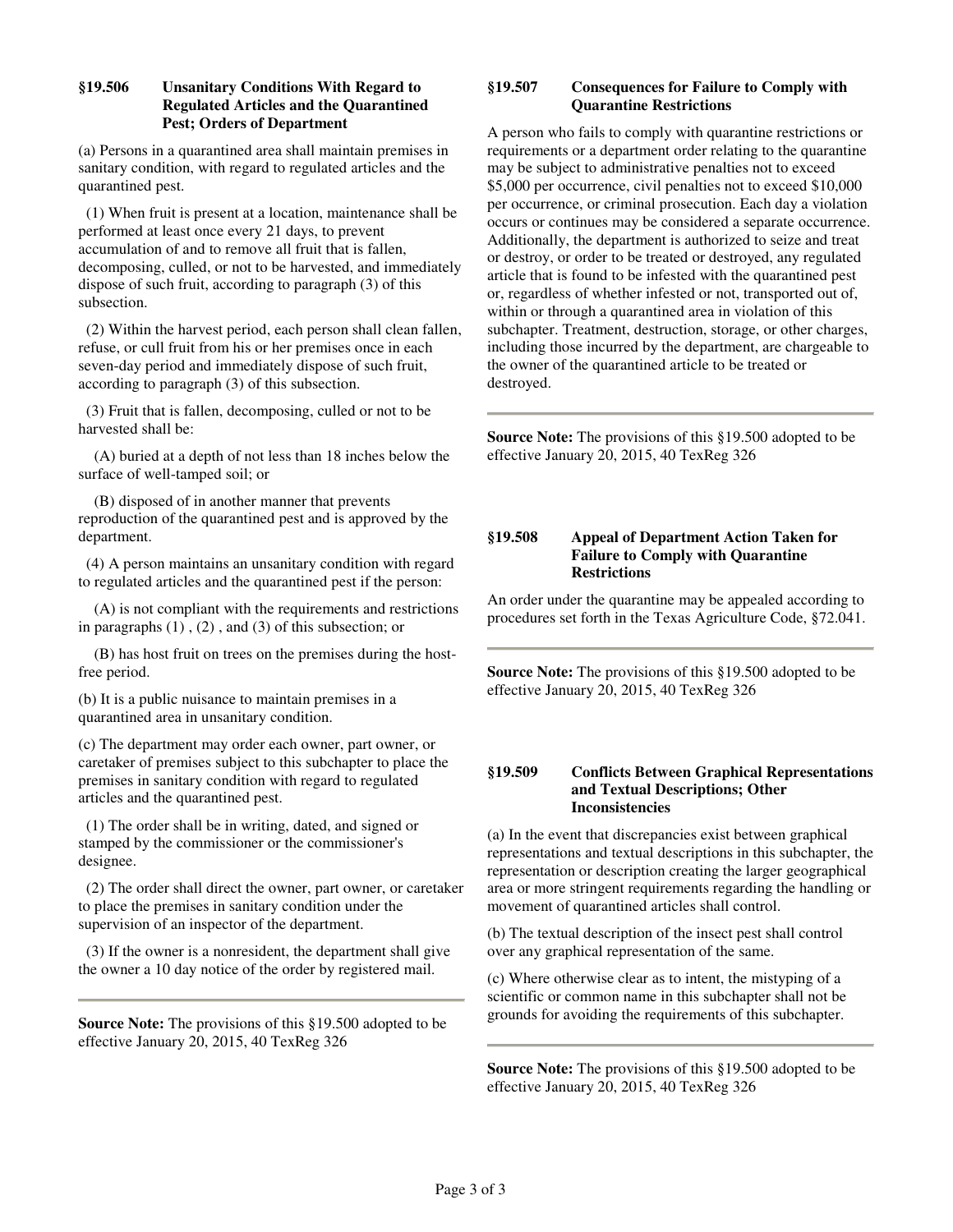### §19.506 Unsanitary Conditions With Regard to Regulated Articles and the Quarantined Pest; Orders of Department

(a) Persons in a quarantined area shall maintain premises in sanitary condition, with regard to regulated articles and the quarantined pest.

(1) When fruit is present at a location, maintenance shall be performed at least once every 21 days, to prevent accumulation of and to remove all fruit that is fallen, decomposing, culled, or not to be harvested, and immediately dispose of such fruit, according to paragraph (3) of this subsection.

(2) Within the harvest period, each person shall clean fallen, refuse, or cull fruit from his or her premises once in each seven-day period and immediately dispose of such fruit, according to paragraph (3) of this subsection.

(3) Fruit that is fallen, decomposing, culled or not to be harvested shall be:

(A) buried at a depth of not less than 18 inches below the surface of well-tamped soil; or

(B) disposed of in another manner that prevents reproduction of the quarantined pest and is approved by the department.

(4) A person maintains an unsanitary condition with regard to regulated articles and the quarantined pest if the person:

(A) is not compliant with the requirements and restrictions in paragraphs (1) , (2) , and (3) of this subsection; or

(B) has host fruit on trees on the premises during the host-free period.

(b) It is a public nuisance to maintain premises in a quarantined area in unsanitary condition.

(c) The department may order each owner, part owner, or caretaker of premises subject to this subchapter to place the premises in sanitary condition with regard to regulated articles and the quarantined pest.

(1) The order shall be in writing, dated, and signed or stamped by the commissioner or the commissioner's designee.

(2) The order shall direct the owner, part owner, or caretaker to place the premises in sanitary condition under the supervision of an inspector of the department.

(3) If the owner is a nonresident, the department shall give the owner a 10 day notice of the order by registered mail.

**Source Note:** The provisions of this §19.500 adopted to be effective January 20, 2015, 40 TexReg 326

### §19.507 Consequences for Failure to Comply with Quarantine Restrictions

A person who fails to comply with quarantine restrictions or requirements or a department order relating to the quarantine may be subject to administrative penalties not to exceed $5,000 per occurrence, civil penalties not to exceed $10,000 per occurrence, or criminal prosecution. Each day a violation occurs or continues may be considered a separate occurrence. Additionally, the department is authorized to seize and treat or destroy, or order to be treated or destroyed, any regulated article that is found to be infested with the quarantined pest or, regardless of whether infested or not, transported out of, within or through a quarantined area in violation of this subchapter. Treatment, destruction, storage, or other charges, including those incurred by the department, are chargeable to the owner of the quarantined article to be treated or destroyed.

**Source Note:** The provisions of this §19.500 adopted to be effective January 20, 2015, 40 TexReg 326

### §19.508 Appeal of Department Action Taken for Failure to Comply with Quarantine Restrictions

An order under the quarantine may be appealed according to procedures set forth in the Texas Agriculture Code, §72.041.

**Source Note:** The provisions of this §19.500 adopted to be effective January 20, 2015, 40 TexReg 326

### §19.509 Conflicts Between Graphical Representations and Textual Descriptions; Other Inconsistencies

(a) In the event that discrepancies exist between graphical representations and textual descriptions in this subchapter, the representation or description creating the larger geographical area or more stringent requirements regarding the handling or movement of quarantined articles shall control.

(b) The textual description of the insect pest shall control over any graphical representation of the same.

(c) Where otherwise clear as to intent, the mistyping of a scientific or common name in this subchapter shall not be grounds for avoiding the requirements of this subchapter.

**Source Note:** The provisions of this §19.500 adopted to be effective January 20, 2015, 40 TexReg 326